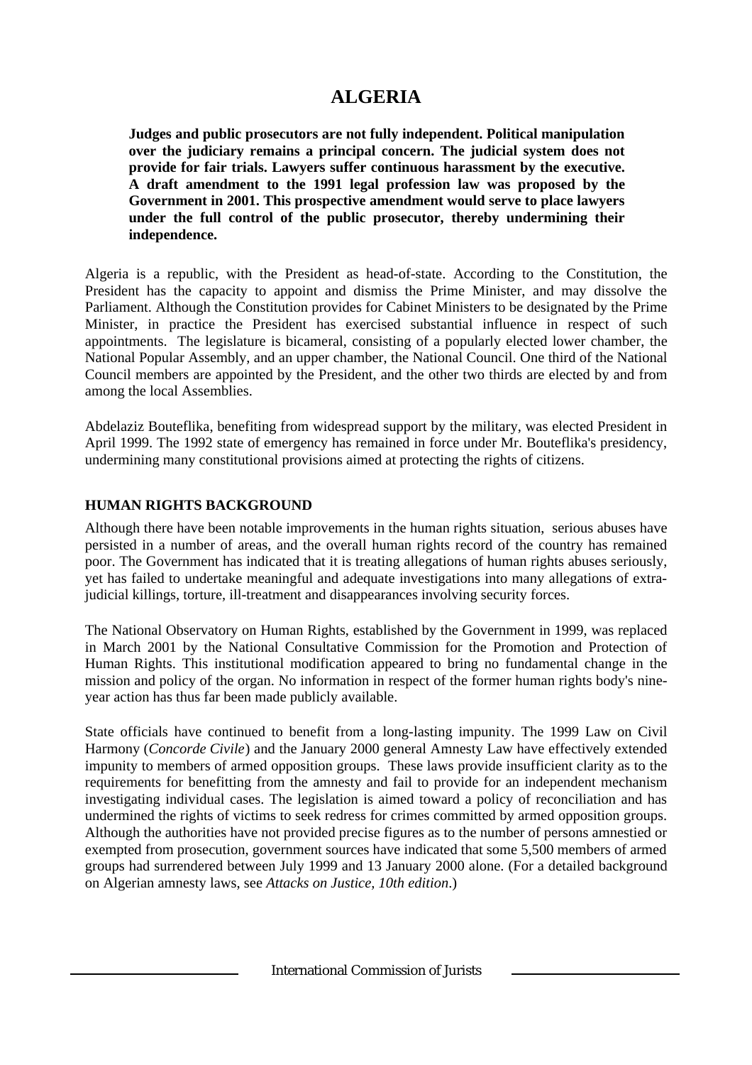# ALGERIA

**Judges and public prosecutors are not fully independent. Political manipulation over the judiciary remains a principal concern. The judicial system does not provide for fair trials. Lawyers suffer continuous harassment by the executive. A draft amendment to the 1991 legal profession law was proposed by the Government in 2001. This prospective amendment would serve to place lawyers under the full control of the public prosecutor, thereby undermining their independence.**

Algeria is a republic, with the President as head-of-state. According to the Constitution, the President has the capacity to appoint and dismiss the Prime Minister, and may dissolve the Parliament. Although the Constitution provides for Cabinet Ministers to be designated by the Prime Minister, in practice the President has exercised substantial influence in respect of such appointments. The legislature is bicameral, consisting of a popularly elected lower chamber, the National Popular Assembly, and an upper chamber, the National Council. One third of the National Council members are appointed by the President, and the other two thirds are elected by and from among the local Assemblies.

Abdelaziz Bouteflika, benefiting from widespread support by the military, was elected President in April 1999. The 1992 state of emergency has remained in force under Mr. Bouteflika's presidency, undermining many constitutional provisions aimed at protecting the rights of citizens.

## HUMAN RIGHTS BACKGROUND

Although there have been notable improvements in the human rights situation, serious abuses have persisted in a number of areas, and the overall human rights record of the country has remained poor. The Government has indicated that it is treating allegations of human rights abuses seriously, yet has failed to undertake meaningful and adequate investigations into many allegations of extra-judicial killings, torture, ill-treatment and disappearances involving security forces.

The National Observatory on Human Rights, established by the Government in 1999, was replaced in March 2001 by the National Consultative Commission for the Promotion and Protection of Human Rights. This institutional modification appeared to bring no fundamental change in the mission and policy of the organ. No information in respect of the former human rights body's nine-year action has thus far been made publicly available.

State officials have continued to benefit from a long-lasting impunity. The 1999 Law on Civil Harmony (*Concorde Civile*) and the January 2000 general Amnesty Law have effectively extended impunity to members of armed opposition groups. These laws provide insufficient clarity as to the requirements for benefitting from the amnesty and fail to provide for an independent mechanism investigating individual cases. The legislation is aimed toward a policy of reconciliation and has undermined the rights of victims to seek redress for crimes committed by armed opposition groups. Although the authorities have not provided precise figures as to the number of persons amnestied or exempted from prosecution, government sources have indicated that some 5,500 members of armed groups had surrendered between July 1999 and 13 January 2000 alone. (For a detailed background on Algerian amnesty laws, see *Attacks on Justice, 10th edition*.)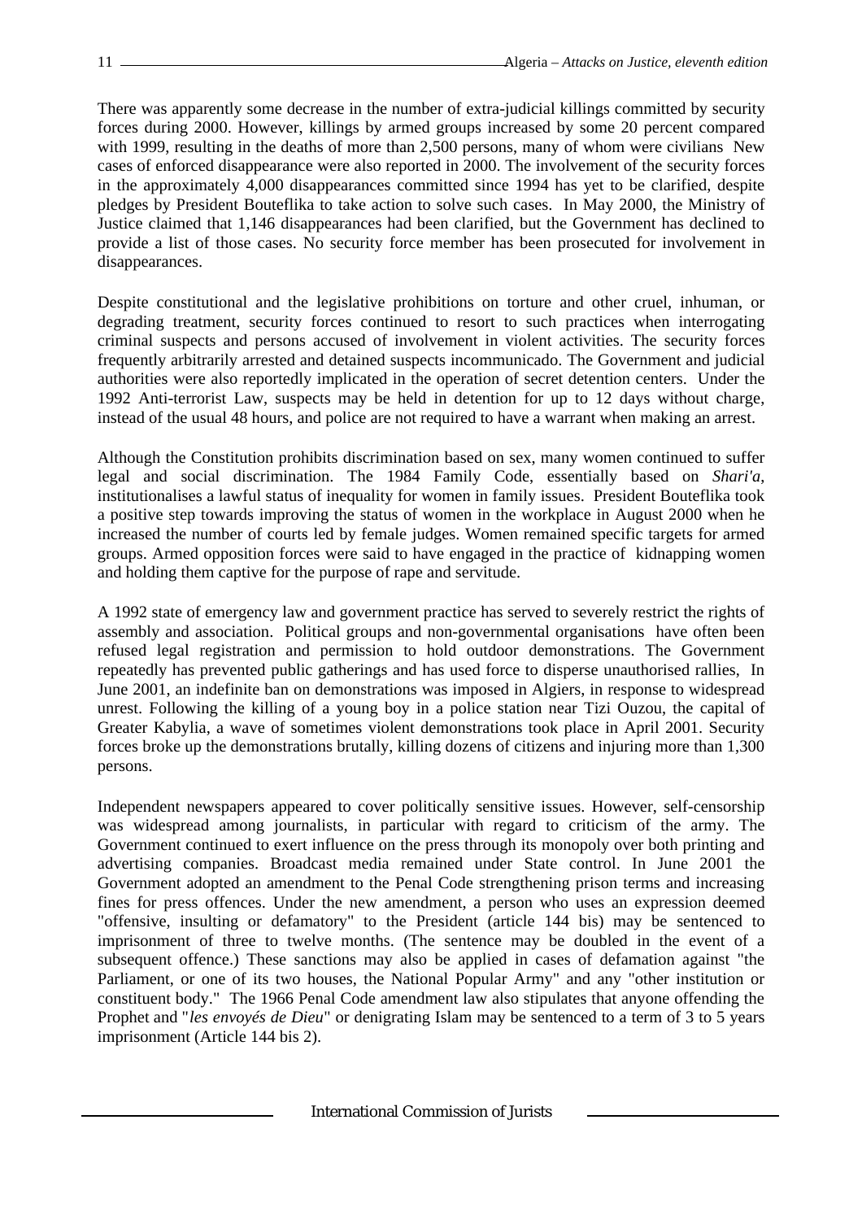There was apparently some decrease in the number of extra-judicial killings committed by security forces during 2000. However, killings by armed groups increased by some 20 percent compared with 1999, resulting in the deaths of more than 2,500 persons, many of whom were civilians New cases of enforced disappearance were also reported in 2000. The involvement of the security forces in the approximately 4,000 disappearances committed since 1994 has yet to be clarified, despite pledges by President Bouteflika to take action to solve such cases. In May 2000, the Ministry of Justice claimed that 1,146 disappearances had been clarified, but the Government has declined to provide a list of those cases. No security force member has been prosecuted for involvement in disappearances.

Despite constitutional and the legislative prohibitions on torture and other cruel, inhuman, or degrading treatment, security forces continued to resort to such practices when interrogating criminal suspects and persons accused of involvement in violent activities. The security forces frequently arbitrarily arrested and detained suspects incommunicado. The Government and judicial authorities were also reportedly implicated in the operation of secret detention centers. Under the 1992 Anti-terrorist Law, suspects may be held in detention for up to 12 days without charge, instead of the usual 48 hours, and police are not required to have a warrant when making an arrest.

Although the Constitution prohibits discrimination based on sex, many women continued to suffer legal and social discrimination. The 1984 Family Code, essentially based on *Shari'a*, institutionalises a lawful status of inequality for women in family issues. President Bouteflika took a positive step towards improving the status of women in the workplace in August 2000 when he increased the number of courts led by female judges. Women remained specific targets for armed groups. Armed opposition forces were said to have engaged in the practice of kidnapping women and holding them captive for the purpose of rape and servitude.

A 1992 state of emergency law and government practice has served to severely restrict the rights of assembly and association. Political groups and non-governmental organisations have often been refused legal registration and permission to hold outdoor demonstrations. The Government repeatedly has prevented public gatherings and has used force to disperse unauthorised rallies, In June 2001, an indefinite ban on demonstrations was imposed in Algiers, in response to widespread unrest. Following the killing of a young boy in a police station near Tizi Ouzou, the capital of Greater Kabylia, a wave of sometimes violent demonstrations took place in April 2001. Security forces broke up the demonstrations brutally, killing dozens of citizens and injuring more than 1,300 persons.

Independent newspapers appeared to cover politically sensitive issues. However, self-censorship was widespread among journalists, in particular with regard to criticism of the army. The Government continued to exert influence on the press through its monopoly over both printing and advertising companies. Broadcast media remained under State control. In June 2001 the Government adopted an amendment to the Penal Code strengthening prison terms and increasing fines for press offences. Under the new amendment, a person who uses an expression deemed "offensive, insulting or defamatory" to the President (article 144 bis) may be sentenced to imprisonment of three to twelve months. (The sentence may be doubled in the event of a subsequent offence.) These sanctions may also be applied in cases of defamation against "the Parliament, or one of its two houses, the National Popular Army" and any "other institution or constituent body." The 1966 Penal Code amendment law also stipulates that anyone offending the Prophet and "*les envoyés de Dieu*" or denigrating Islam may be sentenced to a term of 3 to 5 years imprisonment (Article 144 bis 2).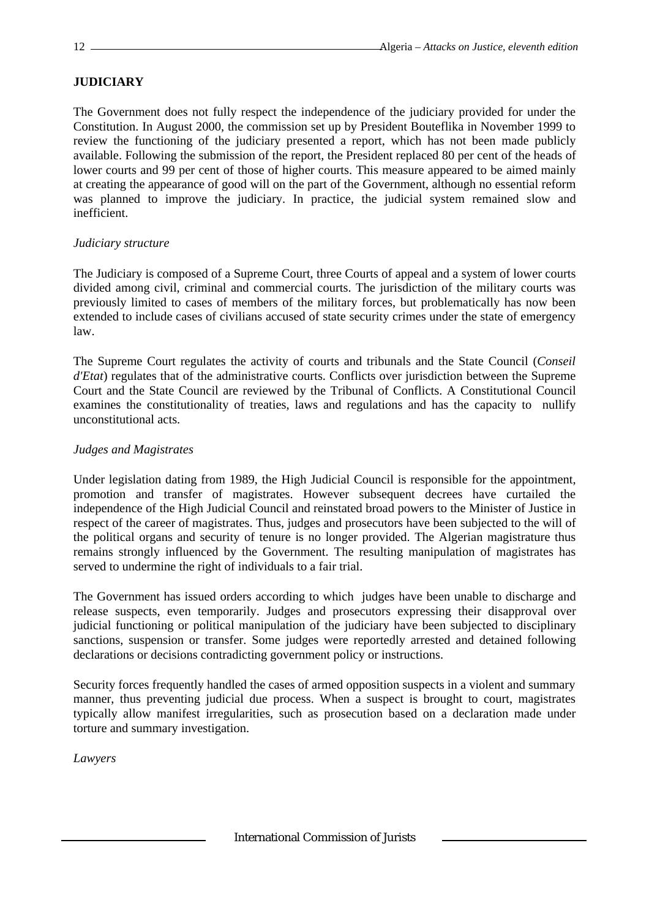## JUDICIARY

The Government does not fully respect the independence of the judiciary provided for under the Constitution. In August 2000, the commission set up by President Bouteflika in November 1999 to review the functioning of the judiciary presented a report, which has not been made publicly available. Following the submission of the report, the President replaced 80 per cent of the heads of lower courts and 99 per cent of those of higher courts. This measure appeared to be aimed mainly at creating the appearance of good will on the part of the Government, although no essential reform was planned to improve the judiciary. In practice, the judicial system remained slow and inefficient.

*Judiciary structure*

The Judiciary is composed of a Supreme Court, three Courts of appeal and a system of lower courts divided among civil, criminal and commercial courts. The jurisdiction of the military courts was previously limited to cases of members of the military forces, but problematically has now been extended to include cases of civilians accused of state security crimes under the state of emergency law.

The Supreme Court regulates the activity of courts and tribunals and the State Council (*Conseil d'Etat*) regulates that of the administrative courts. Conflicts over jurisdiction between the Supreme Court and the State Council are reviewed by the Tribunal of Conflicts. A Constitutional Council examines the constitutionality of treaties, laws and regulations and has the capacity to nullify unconstitutional acts.

*Judges and Magistrates*

Under legislation dating from 1989, the High Judicial Council is responsible for the appointment, promotion and transfer of magistrates. However subsequent decrees have curtailed the independence of the High Judicial Council and reinstated broad powers to the Minister of Justice in respect of the career of magistrates. Thus, judges and prosecutors have been subjected to the will of the political organs and security of tenure is no longer provided. The Algerian magistrature thus remains strongly influenced by the Government. The resulting manipulation of magistrates has served to undermine the right of individuals to a fair trial.

The Government has issued orders according to which judges have been unable to discharge and release suspects, even temporarily. Judges and prosecutors expressing their disapproval over judicial functioning or political manipulation of the judiciary have been subjected to disciplinary sanctions, suspension or transfer. Some judges were reportedly arrested and detained following declarations or decisions contradicting government policy or instructions.

Security forces frequently handled the cases of armed opposition suspects in a violent and summary manner, thus preventing judicial due process. When a suspect is brought to court, magistrates typically allow manifest irregularities, such as prosecution based on a declaration made under torture and summary investigation.

*Lawyers*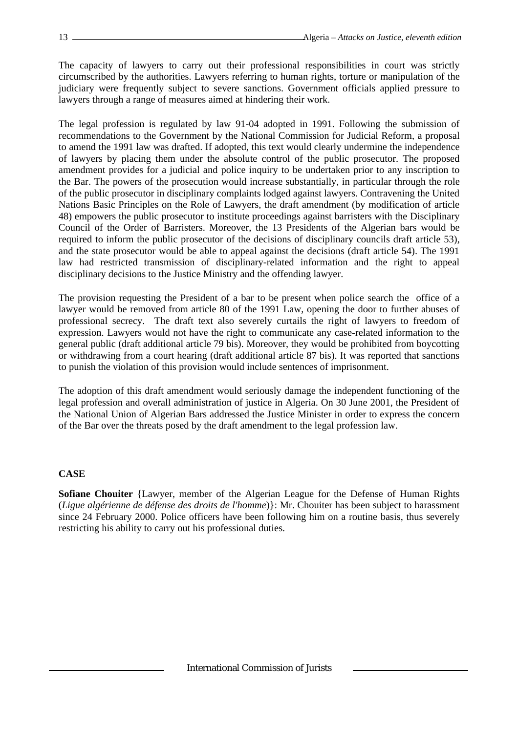The capacity of lawyers to carry out their professional responsibilities in court was strictly circumscribed by the authorities. Lawyers referring to human rights, torture or manipulation of the judiciary were frequently subject to severe sanctions. Government officials applied pressure to lawyers through a range of measures aimed at hindering their work.

The legal profession is regulated by law 91-04 adopted in 1991. Following the submission of recommendations to the Government by the National Commission for Judicial Reform, a proposal to amend the 1991 law was drafted. If adopted, this text would clearly undermine the independence of lawyers by placing them under the absolute control of the public prosecutor. The proposed amendment provides for a judicial and police inquiry to be undertaken prior to any inscription to the Bar. The powers of the prosecution would increase substantially, in particular through the role of the public prosecutor in disciplinary complaints lodged against lawyers. Contravening the United Nations Basic Principles on the Role of Lawyers, the draft amendment (by modification of article 48) empowers the public prosecutor to institute proceedings against barristers with the Disciplinary Council of the Order of Barristers. Moreover, the 13 Presidents of the Algerian bars would be required to inform the public prosecutor of the decisions of disciplinary councils draft article 53), and the state prosecutor would be able to appeal against the decisions (draft article 54). The 1991 law had restricted transmission of disciplinary-related information and the right to appeal disciplinary decisions to the Justice Ministry and the offending lawyer.

The provision requesting the President of a bar to be present when police search the office of a lawyer would be removed from article 80 of the 1991 Law, opening the door to further abuses of professional secrecy. The draft text also severely curtails the right of lawyers to freedom of expression. Lawyers would not have the right to communicate any case-related information to the general public (draft additional article 79 bis). Moreover, they would be prohibited from boycotting or withdrawing from a court hearing (draft additional article 87 bis). It was reported that sanctions to punish the violation of this provision would include sentences of imprisonment.

The adoption of this draft amendment would seriously damage the independent functioning of the legal profession and overall administration of justice in Algeria. On 30 June 2001, the President of the National Union of Algerian Bars addressed the Justice Minister in order to express the concern of the Bar over the threats posed by the draft amendment to the legal profession law.

**CASE**

**Sofiane Chouiter** {Lawyer, member of the Algerian League for the Defense of Human Rights (*Ligue algérienne de défense des droits de l'homme*)}: Mr. Chouiter has been subject to harassment since 24 February 2000. Police officers have been following him on a routine basis, thus severely restricting his ability to carry out his professional duties.